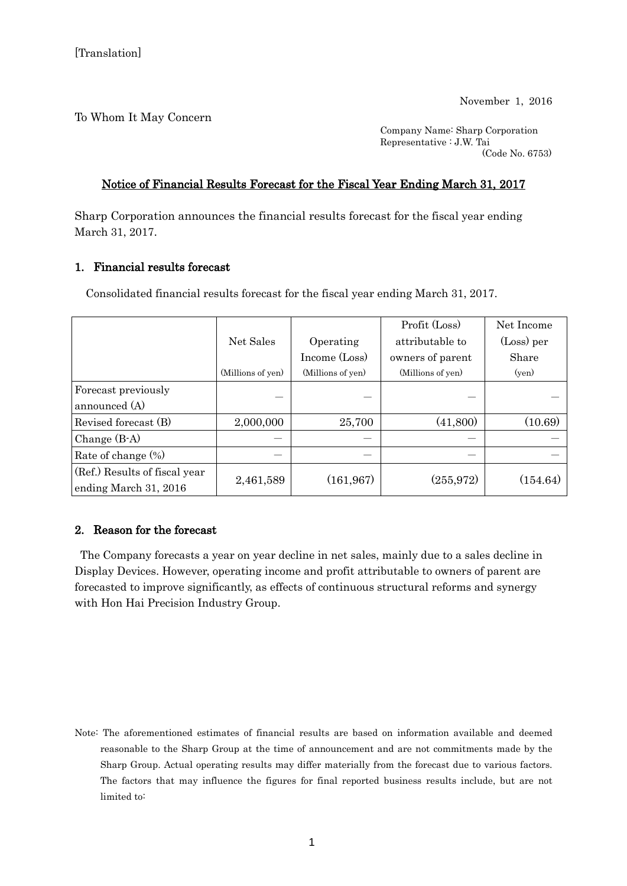[Translation]

November 1, 2016

To Whom It May Concern

Company Name: Sharp Corporation
Representative : J.W. Tai
(Code No. 6753)

## Notice of Financial Results Forecast for the Fiscal Year Ending March 31, 2017

Sharp Corporation announces the financial results forecast for the fiscal year ending March 31, 2017.

### 1. Financial results forecast

Consolidated financial results forecast for the fiscal year ending March 31, 2017.

| | Net Sales (Millions of yen) | Operating Income (Loss) (Millions of yen) | Profit (Loss) attributable to owners of parent (Millions of yen) | Net Income (Loss) per Share (yen) |
|---|---|---|---|---|
| Forecast previously announced (A) | — | — | — | — |
| Revised forecast (B) | 2,000,000 | 25,700 | (41,800) | (10.69) |
| Change (B-A) | — | — | — | — |
| Rate of change (%) | — | — | — | — |
| (Ref.) Results of fiscal year ending March 31, 2016 | 2,461,589 | (161,967) | (255,972) | (154.64) |

### 2. Reason for the forecast

The Company forecasts a year on year decline in net sales, mainly due to a sales decline in Display Devices. However, operating income and profit attributable to owners of parent are forecasted to improve significantly, as effects of continuous structural reforms and synergy with Hon Hai Precision Industry Group.

Note: The aforementioned estimates of financial results are based on information available and deemed reasonable to the Sharp Group at the time of announcement and are not commitments made by the Sharp Group. Actual operating results may differ materially from the forecast due to various factors. The factors that may influence the figures for final reported business results include, but are not limited to: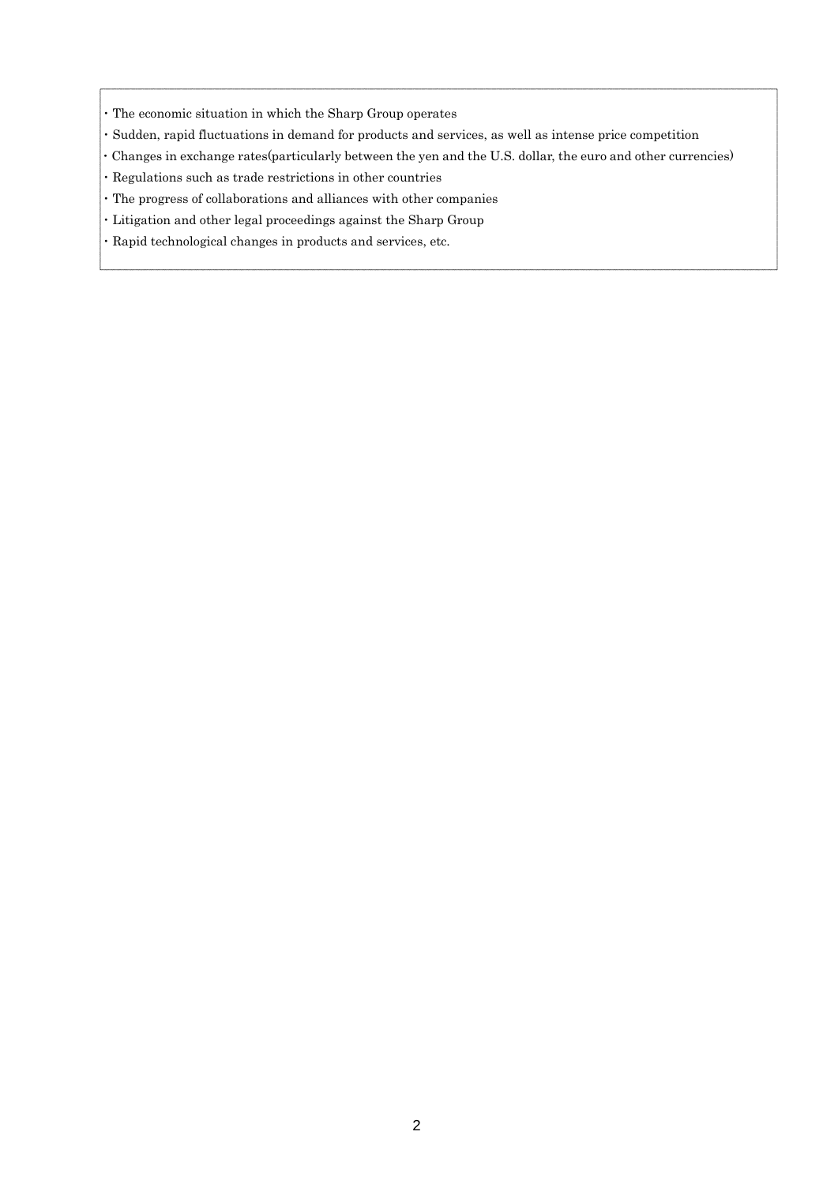- The economic situation in which the Sharp Group operates
- Sudden, rapid fluctuations in demand for products and services, as well as intense price competition
- Changes in exchange rates(particularly between the yen and the U.S. dollar, the euro and other currencies)
- Regulations such as trade restrictions in other countries
- The progress of collaborations and alliances with other companies
- Litigation and other legal proceedings against the Sharp Group
- Rapid technological changes in products and services, etc.